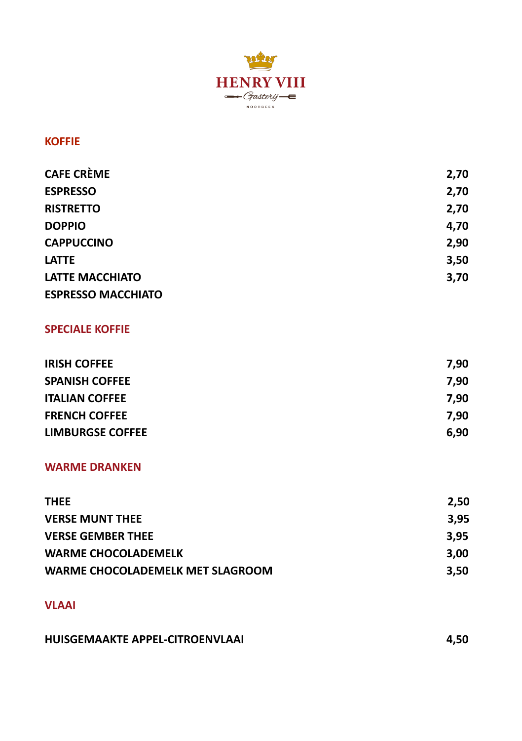# HENRY VIII

Gasterij

NOORBEEK

## KOFFIE

| | |
|---|---|
| CAFE CRÈME | 2,70 |
| ESPRESSO | 2,70 |
| RISTRETTO | 2,70 |
| DOPPIO | 4,70 |
| CAPPUCCINO | 2,90 |
| LATTE | 3,50 |
| LATTE MACCHIATO | 3,70 |
| ESPRESSO MACCHIATO | |

## SPECIALE KOFFIE

| | |
|---|---|
| IRISH COFFEE | 7,90 |
| SPANISH COFFEE | 7,90 |
| ITALIAN COFFEE | 7,90 |
| FRENCH COFFEE | 7,90 |
| LIMBURGSE COFFEE | 6,90 |

## WARME DRANKEN

| | |
|---|---|
| THEE | 2,50 |
| VERSE MUNT THEE | 3,95 |
| VERSE GEMBER THEE | 3,95 |
| WARME CHOCOLADEMELK | 3,00 |
| WARME CHOCOLADEMELK MET SLAGROOM | 3,50 |

## VLAAI

| | |
|---|---|
| HUISGEMAAKTE APPEL-CITROENVLAAI | 4,50 |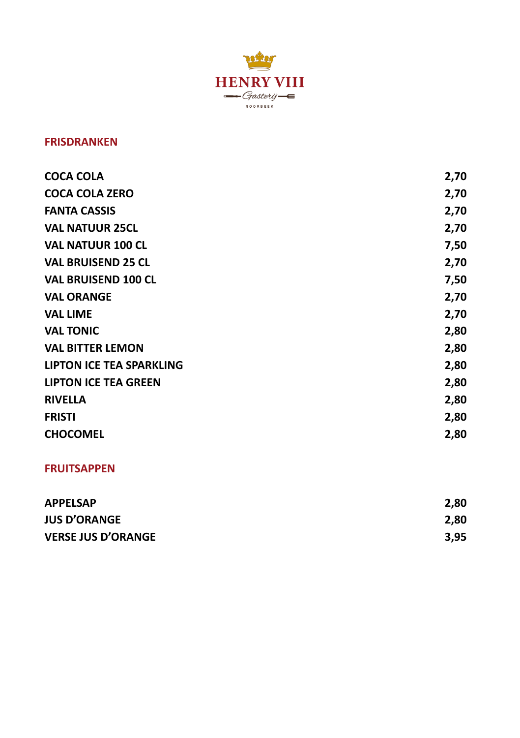HENRY VIII

Gasterij

NOORBEEK

## FRISDRANKEN

| | |
|---|---|
| **COCA COLA** | **2,70** |
| **COCA COLA ZERO** | **2,70** |
| **FANTA CASSIS** | **2,70** |
| **VAL NATUUR 25CL** | **2,70** |
| **VAL NATUUR 100 CL** | **7,50** |
| **VAL BRUISEND 25 CL** | **2,70** |
| **VAL BRUISEND 100 CL** | **7,50** |
| **VAL ORANGE** | **2,70** |
| **VAL LIME** | **2,70** |
| **VAL TONIC** | **2,80** |
| **VAL BITTER LEMON** | **2,80** |
| **LIPTON ICE TEA SPARKLING** | **2,80** |
| **LIPTON ICE TEA GREEN** | **2,80** |
| **RIVELLA** | **2,80** |
| **FRISTI** | **2,80** |
| **CHOCOMEL** | **2,80** |

## FRUITSAPPEN

| | |
|---|---|
| **APPELSAP** | **2,80** |
| **JUS D'ORANGE** | **2,80** |
| **VERSE JUS D'ORANGE** | **3,95** |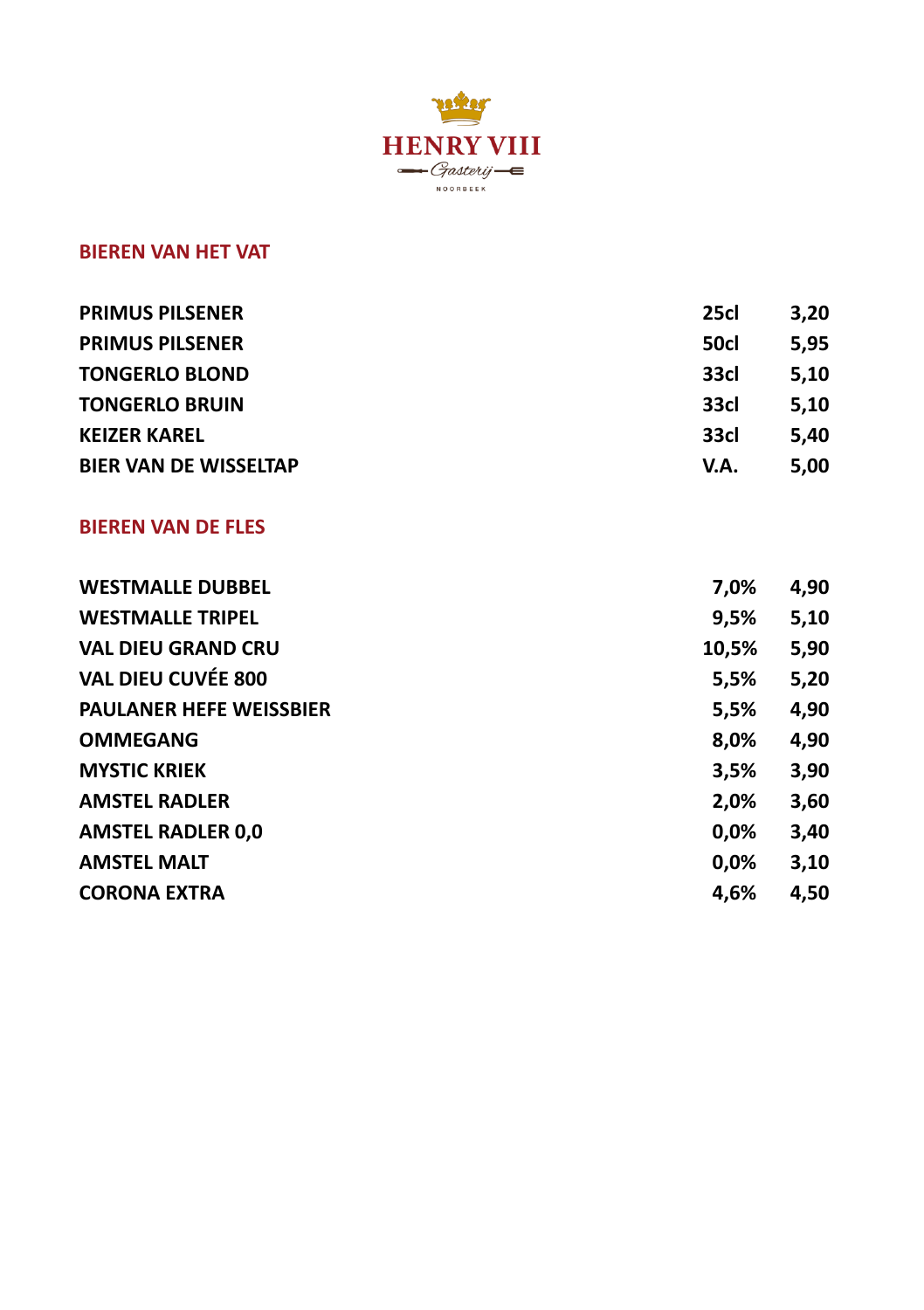# HENRY VIII

*Gasterij*

NOORBEEK

## BIEREN VAN HET VAT

| | | |
|---|---|---|
| **PRIMUS PILSENER** | **25cl** | **3,20** |
| **PRIMUS PILSENER** | **50cl** | **5,95** |
| **TONGERLO BLOND** | **33cl** | **5,10** |
| **TONGERLO BRUIN** | **33cl** | **5,10** |
| **KEIZER KAREL** | **33cl** | **5,40** |
| **BIER VAN DE WISSELTAP** | **V.A.** | **5,00** |

## BIEREN VAN DE FLES

| | | |
|---|---|---|
| **WESTMALLE DUBBEL** | **7,0%** | **4,90** |
| **WESTMALLE TRIPEL** | **9,5%** | **5,10** |
| **VAL DIEU GRAND CRU** | **10,5%** | **5,90** |
| **VAL DIEU CUVÉE 800** | **5,5%** | **5,20** |
| **PAULANER HEFE WEISSBIER** | **5,5%** | **4,90** |
| **OMMEGANG** | **8,0%** | **4,90** |
| **MYSTIC KRIEK** | **3,5%** | **3,90** |
| **AMSTEL RADLER** | **2,0%** | **3,60** |
| **AMSTEL RADLER 0,0** | **0,0%** | **3,40** |
| **AMSTEL MALT** | **0,0%** | **3,10** |
| **CORONA EXTRA** | **4,6%** | **4,50** |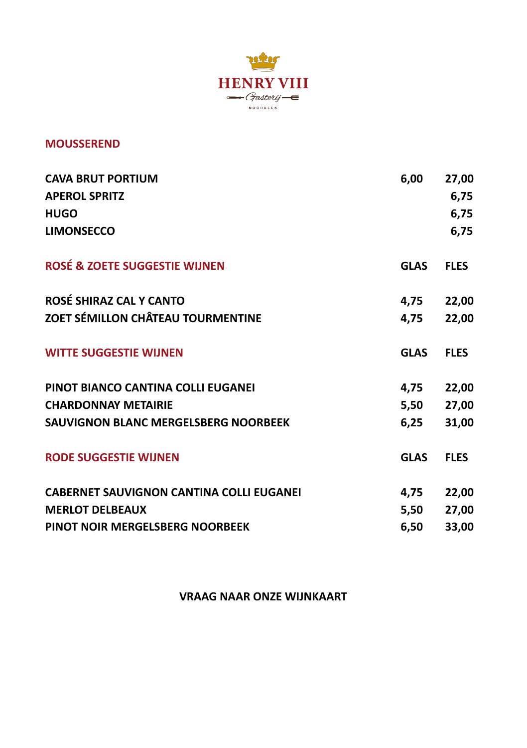# HENRY VIII

Gasterij

NOORBEEK

## MOUSSEREND

| | | |
|---|---|---|
| CAVA BRUT PORTIUM | 6,00 | 27,00 |
| APEROL SPRITZ | | 6,75 |
| HUGO | | 6,75 |
| LIMONSECCO | | 6,75 |

## ROSÉ & ZOETE SUGGESTIE WIJNEN

| | GLAS | FLES |
|---|---|---|
| ROSÉ SHIRAZ CAL Y CANTO | 4,75 | 22,00 |
| ZOET SÉMILLON CHÂTEAU TOURMENTINE | 4,75 | 22,00 |

## WITTE SUGGESTIE WIJNEN

| | GLAS | FLES |
|---|---|---|
| PINOT BIANCO CANTINA COLLI EUGANEI | 4,75 | 22,00 |
| CHARDONNAY METAIRIE | 5,50 | 27,00 |
| SAUVIGNON BLANC MERGELSBERG NOORBEEK | 6,25 | 31,00 |

## RODE SUGGESTIE WIJNEN

| | GLAS | FLES |
|---|---|---|
| CABERNET SAUVIGNON CANTINA COLLI EUGANEI | 4,75 | 22,00 |
| MERLOT DELBEAUX | 5,50 | 27,00 |
| PINOT NOIR MERGELSBERG NOORBEEK | 6,50 | 33,00 |

**VRAAG NAAR ONZE WIJNKAART**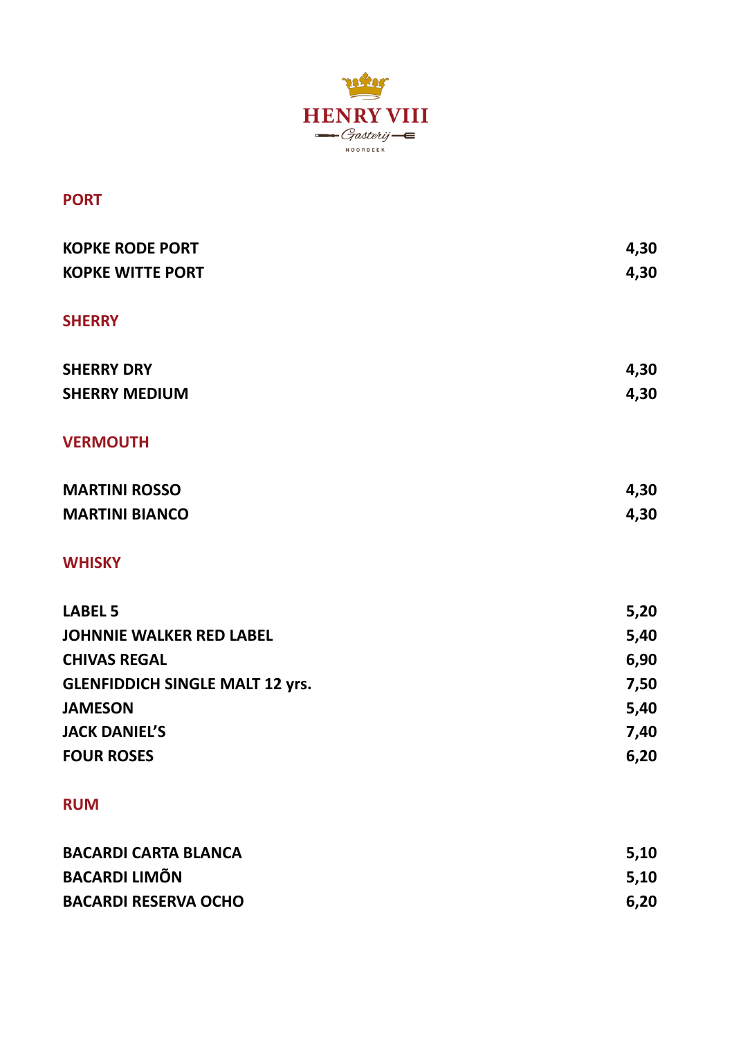HENRY VIII

Gasterij

NOORBEEK

## PORT

| | |
|---|---|
| KOPKE RODE PORT | 4,30 |
| KOPKE WITTE PORT | 4,30 |

## SHERRY

| | |
|---|---|
| SHERRY DRY | 4,30 |
| SHERRY MEDIUM | 4,30 |

## VERMOUTH

| | |
|---|---|
| MARTINI ROSSO | 4,30 |
| MARTINI BIANCO | 4,30 |

## WHISKY

| | |
|---|---|
| LABEL 5 | 5,20 |
| JOHNNIE WALKER RED LABEL | 5,40 |
| CHIVAS REGAL | 6,90 |
| GLENFIDDICH SINGLE MALT 12 yrs. | 7,50 |
| JAMESON | 5,40 |
| JACK DANIEL'S | 7,40 |
| FOUR ROSES | 6,20 |

## RUM

| | |
|---|---|
| BACARDI CARTA BLANCA | 5,10 |
| BACARDI LIMÕN | 5,10 |
| BACARDI RESERVA OCHO | 6,20 |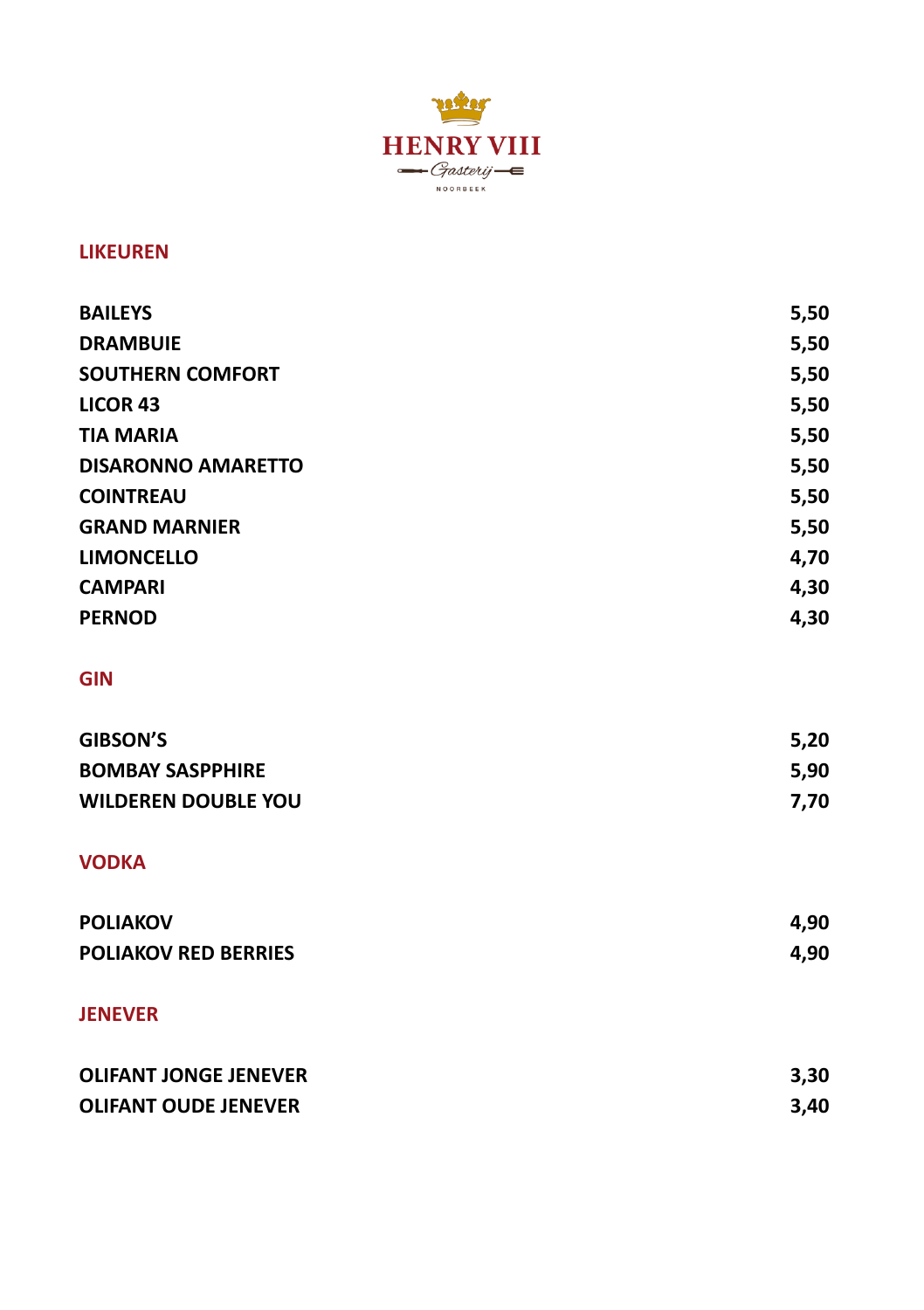HENRY VIII

Gasterij

NOORBEEK

## LIKEUREN

| | |
|---|---|
| BAILEYS | 5,50 |
| DRAMBUIE | 5,50 |
| SOUTHERN COMFORT | 5,50 |
| LICOR 43 | 5,50 |
| TIA MARIA | 5,50 |
| DISARONNO AMARETTO | 5,50 |
| COINTREAU | 5,50 |
| GRAND MARNIER | 5,50 |
| LIMONCELLO | 4,70 |
| CAMPARI | 4,30 |
| PERNOD | 4,30 |

## GIN

| | |
|---|---|
| GIBSON'S | 5,20 |
| BOMBAY SASPPHIRE | 5,90 |
| WILDEREN DOUBLE YOU | 7,70 |

## VODKA

| | |
|---|---|
| POLIAKOV | 4,90 |
| POLIAKOV RED BERRIES | 4,90 |

## JENEVER

| | |
|---|---|
| OLIFANT JONGE JENEVER | 3,30 |
| OLIFANT OUDE JENEVER | 3,40 |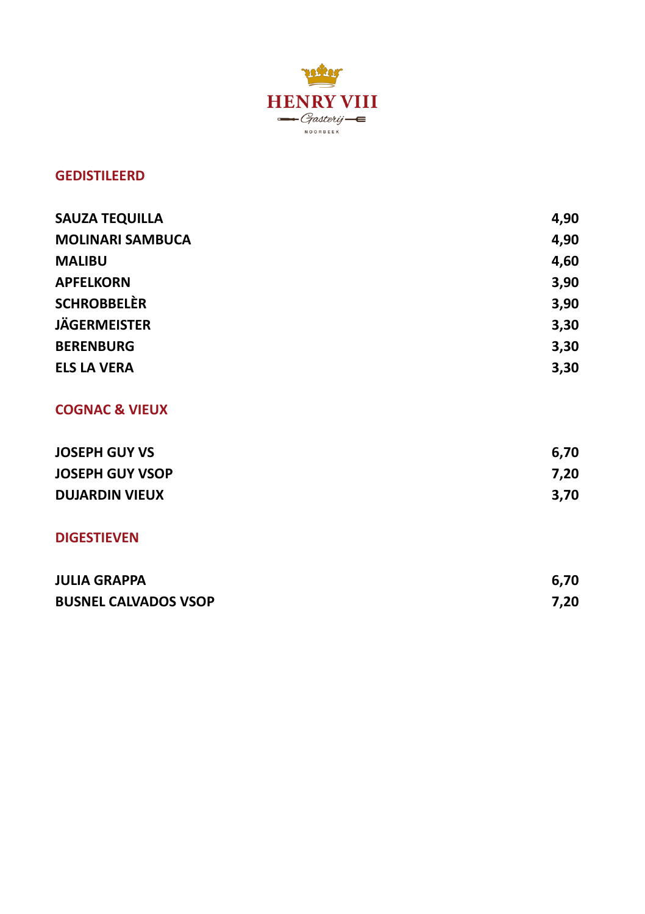HENRY VIII

Gasterij

NOORBEEK

## GEDISTILEERD

| | |
|---|---|
| **SAUZA TEQUILLA** | **4,90** |
| **MOLINARI SAMBUCA** | **4,90** |
| **MALIBU** | **4,60** |
| **APFELKORN** | **3,90** |
| **SCHROBBELÈR** | **3,90** |
| **JÄGERMEISTER** | **3,30** |
| **BERENBURG** | **3,30** |
| **ELS LA VERA** | **3,30** |

## COGNAC & VIEUX

| | |
|---|---|
| **JOSEPH GUY VS** | **6,70** |
| **JOSEPH GUY VSOP** | **7,20** |
| **DUJARDIN VIEUX** | **3,70** |

## DIGESTIEVEN

| | |
|---|---|
| **JULIA GRAPPA** | **6,70** |
| **BUSNEL CALVADOS VSOP** | **7,20** |